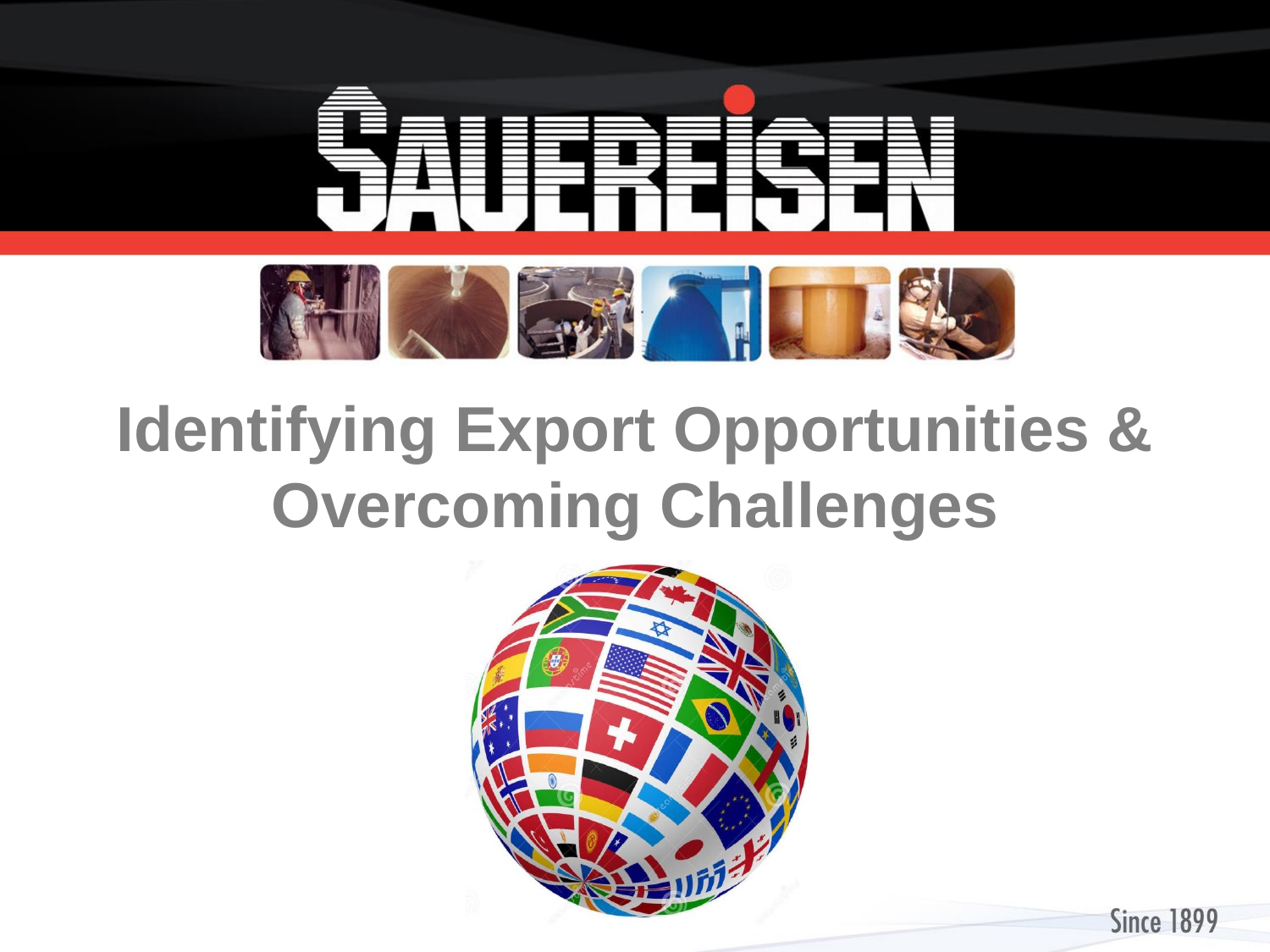# SAUEREISEN

# Identifying Export Opportunities & Overcoming Challenges

Since 1899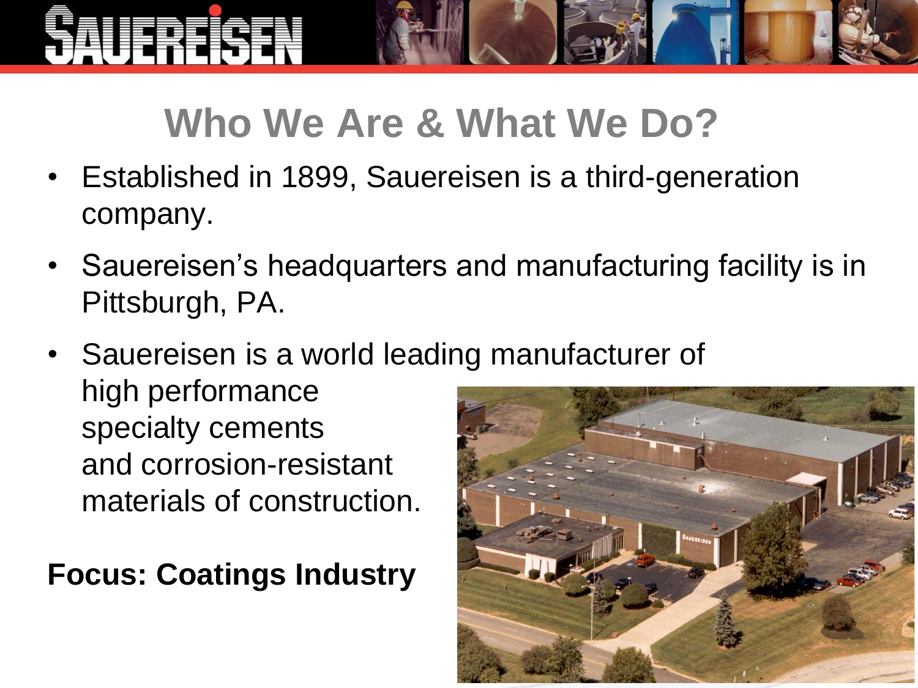# Who We Are & What We Do?

- Established in 1899, Sauereisen is a third-generation company.
- Sauereisen's headquarters and manufacturing facility is in Pittsburgh, PA.
- Sauereisen is a world leading manufacturer of high performance specialty cements and corrosion-resistant materials of construction.

**Focus: Coatings Industry**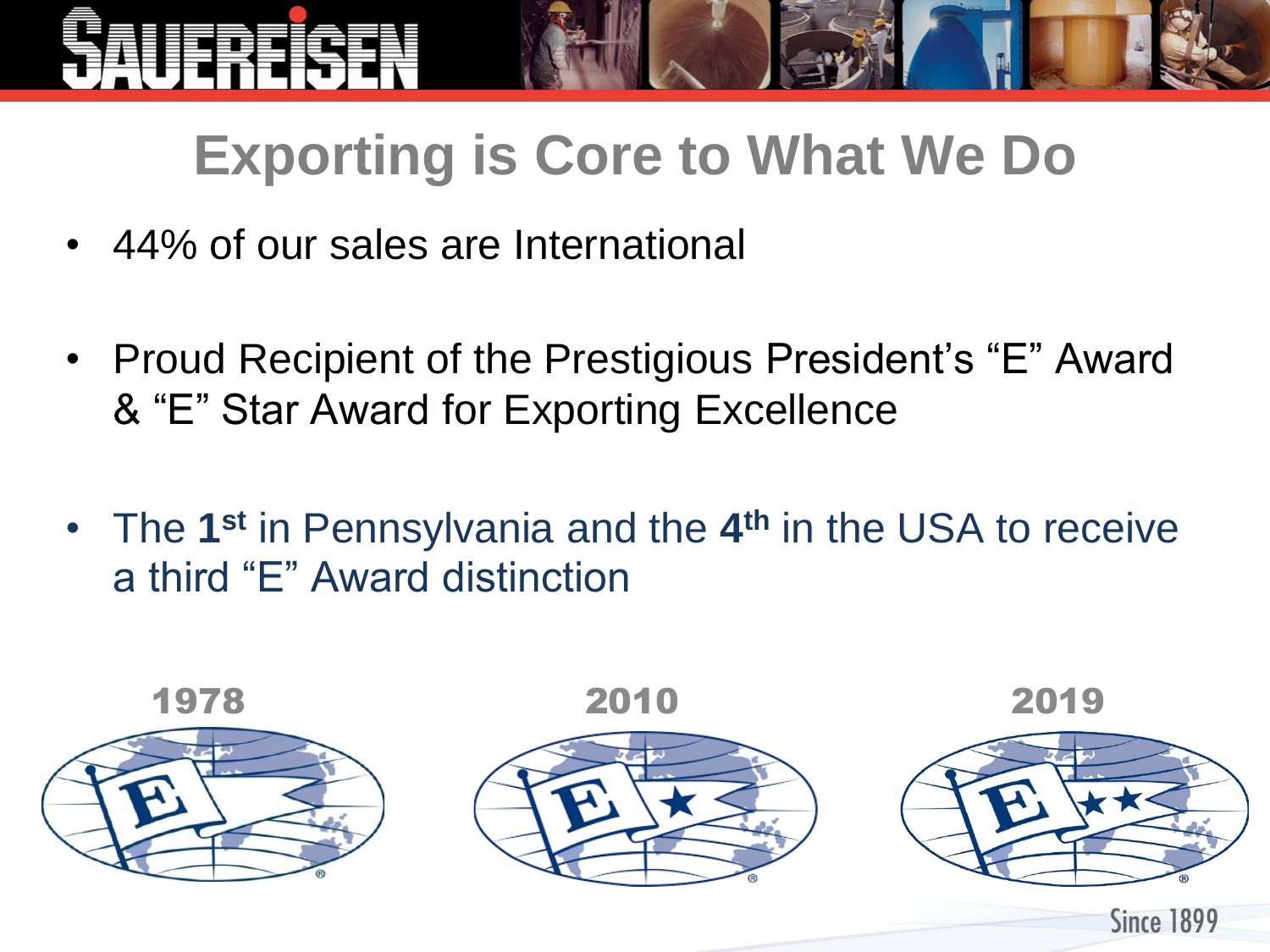# Exporting is Core to What We Do

- 44% of our sales are International
- Proud Recipient of the Prestigious President's "E" Award & "E" Star Award for Exporting Excellence
- The **1st** in Pennsylvania and the **4th** in the USA to receive a third "E" Award distinction

1978

2010

2019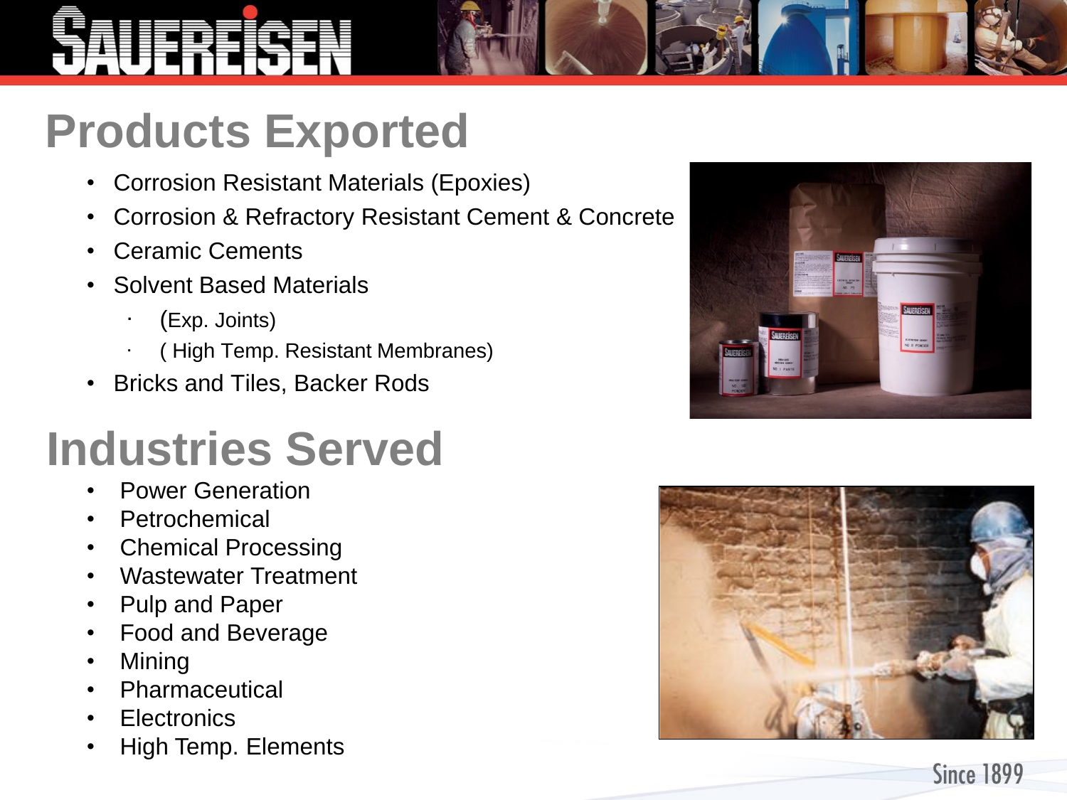## Products Exported

- Corrosion Resistant Materials (Epoxies)
- Corrosion & Refractory Resistant Cement & Concrete
- Ceramic Cements
- Solvent Based Materials
  - (Exp. Joints)
  - ( High Temp. Resistant Membranes)
- Bricks and Tiles, Backer Rods

## Industries Served

- Power Generation
- Petrochemical
- Chemical Processing
- Wastewater Treatment
- Pulp and Paper
- Food and Beverage
- Mining
- Pharmaceutical
- Electronics
- High Temp. Elements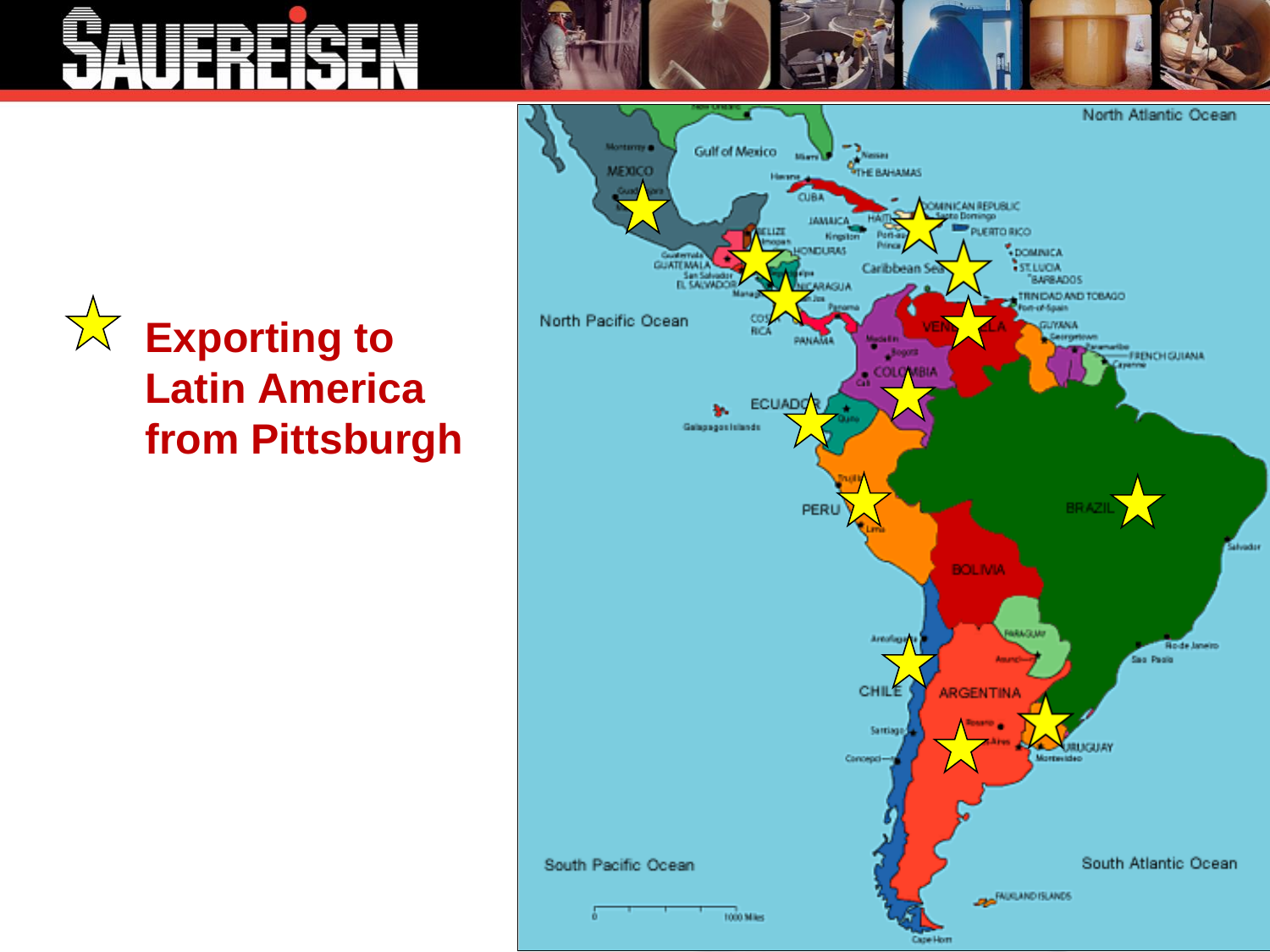# SAUEREISEN

## Exporting to Latin America from Pittsburgh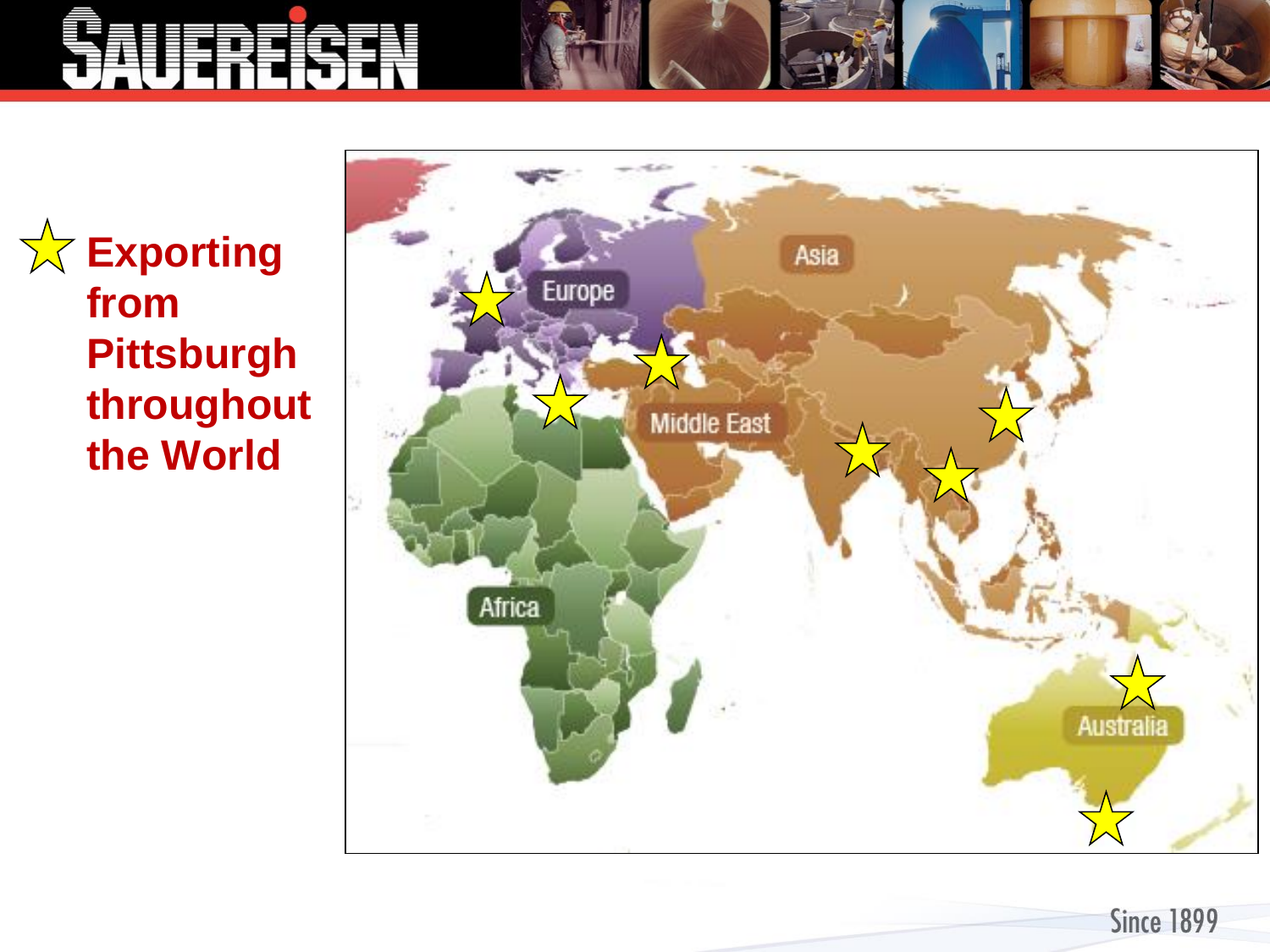Exporting from Pittsburgh throughout the World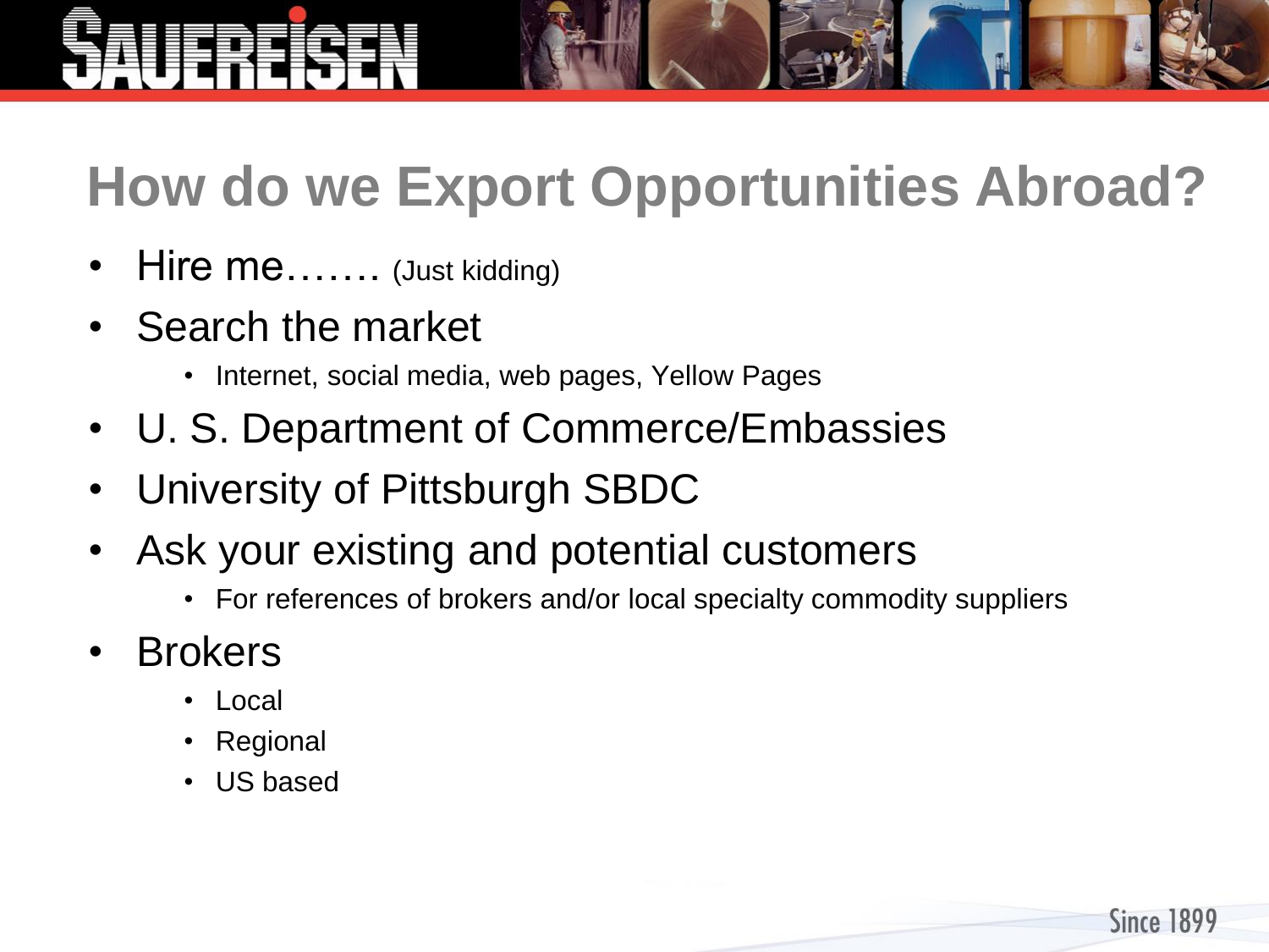# How do we Export Opportunities Abroad?

- Hire me……. (Just kidding)
- Search the market
  - Internet, social media, web pages, Yellow Pages
- U. S. Department of Commerce/Embassies
- University of Pittsburgh SBDC
- Ask your existing and potential customers
  - For references of brokers and/or local specialty commodity suppliers
- Brokers
  - Local
  - Regional
  - US based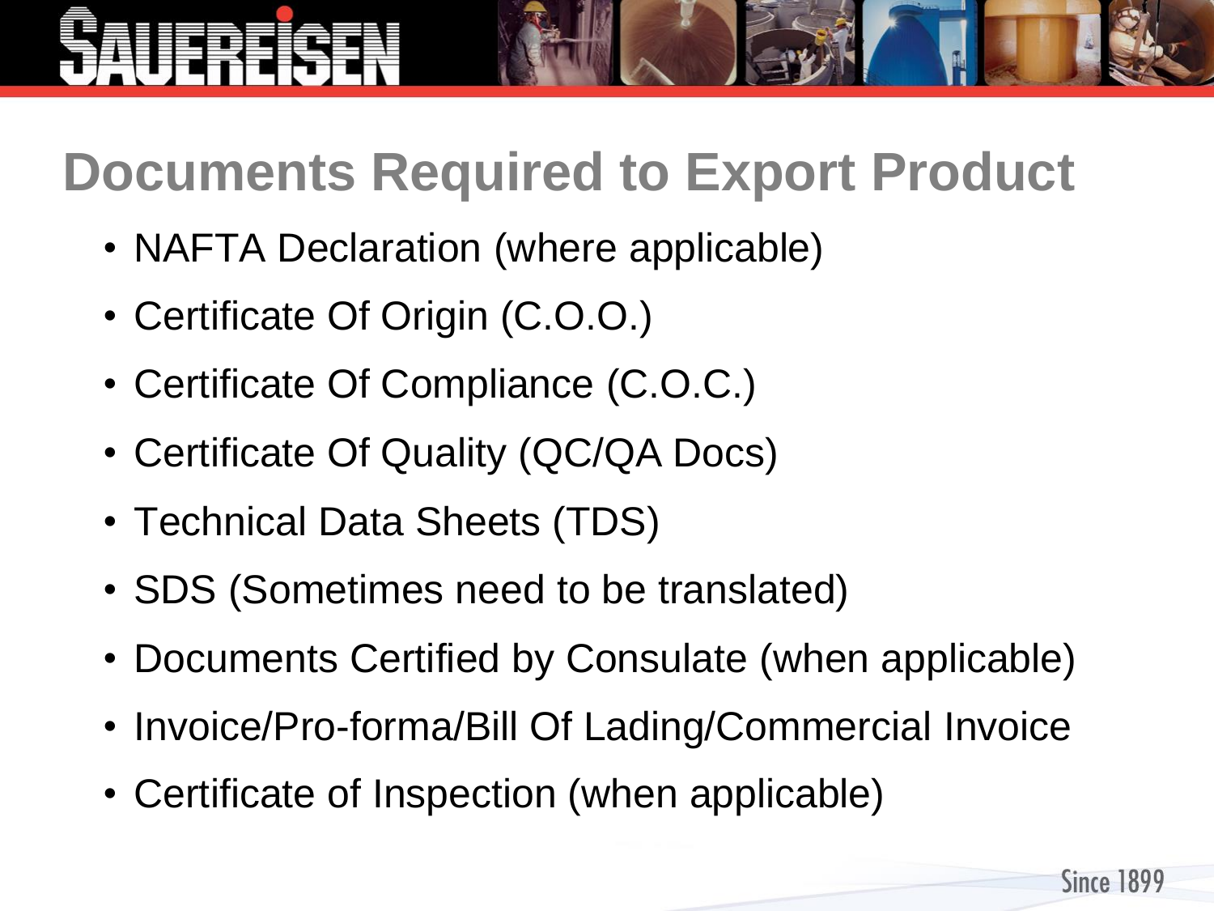# Documents Required to Export Product

- NAFTA Declaration (where applicable)
- Certificate Of Origin (C.O.O.)
- Certificate Of Compliance (C.O.C.)
- Certificate Of Quality (QC/QA Docs)
- Technical Data Sheets (TDS)
- SDS (Sometimes need to be translated)
- Documents Certified by Consulate (when applicable)
- Invoice/Pro-forma/Bill Of Lading/Commercial Invoice
- Certificate of Inspection (when applicable)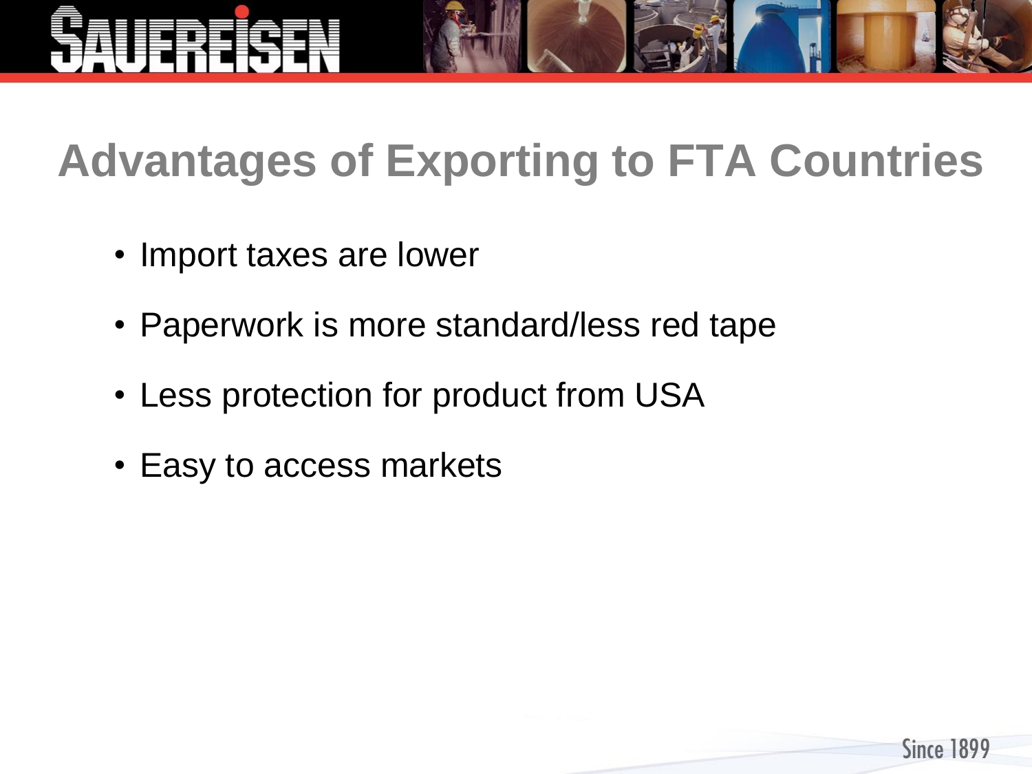# Advantages of Exporting to FTA Countries

- Import taxes are lower
- Paperwork is more standard/less red tape
- Less protection for product from USA
- Easy to access markets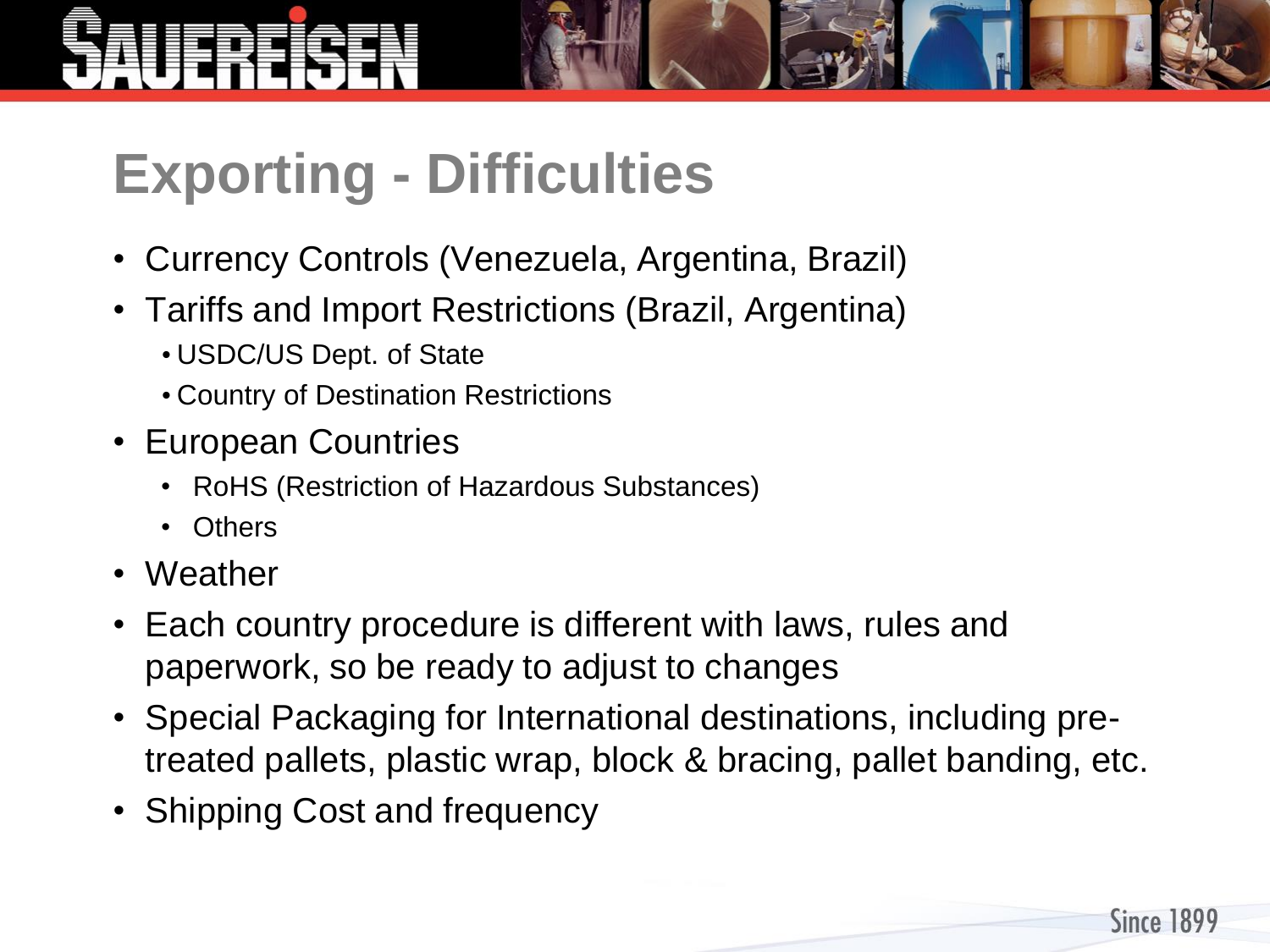# Exporting - Difficulties

- Currency Controls (Venezuela, Argentina, Brazil)
- Tariffs and Import Restrictions (Brazil, Argentina)
  - USDC/US Dept. of State
  - Country of Destination Restrictions
- European Countries
  - RoHS (Restriction of Hazardous Substances)
  - Others
- Weather
- Each country procedure is different with laws, rules and paperwork, so be ready to adjust to changes
- Special Packaging for International destinations, including pre-treated pallets, plastic wrap, block & bracing, pallet banding, etc.
- Shipping Cost and frequency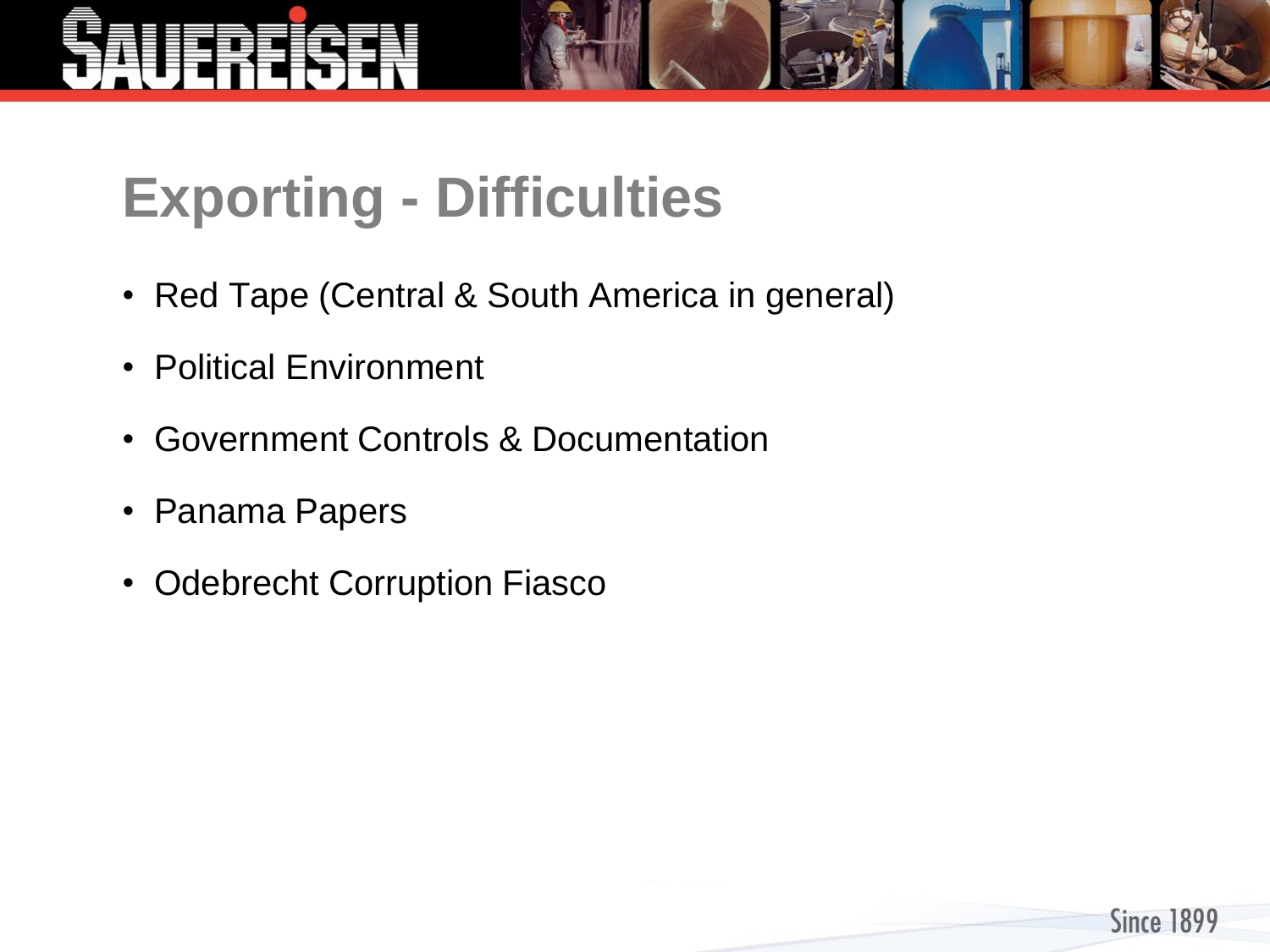# Exporting - Difficulties

- Red Tape (Central & South America in general)
- Political Environment
- Government Controls & Documentation
- Panama Papers
- Odebrecht Corruption Fiasco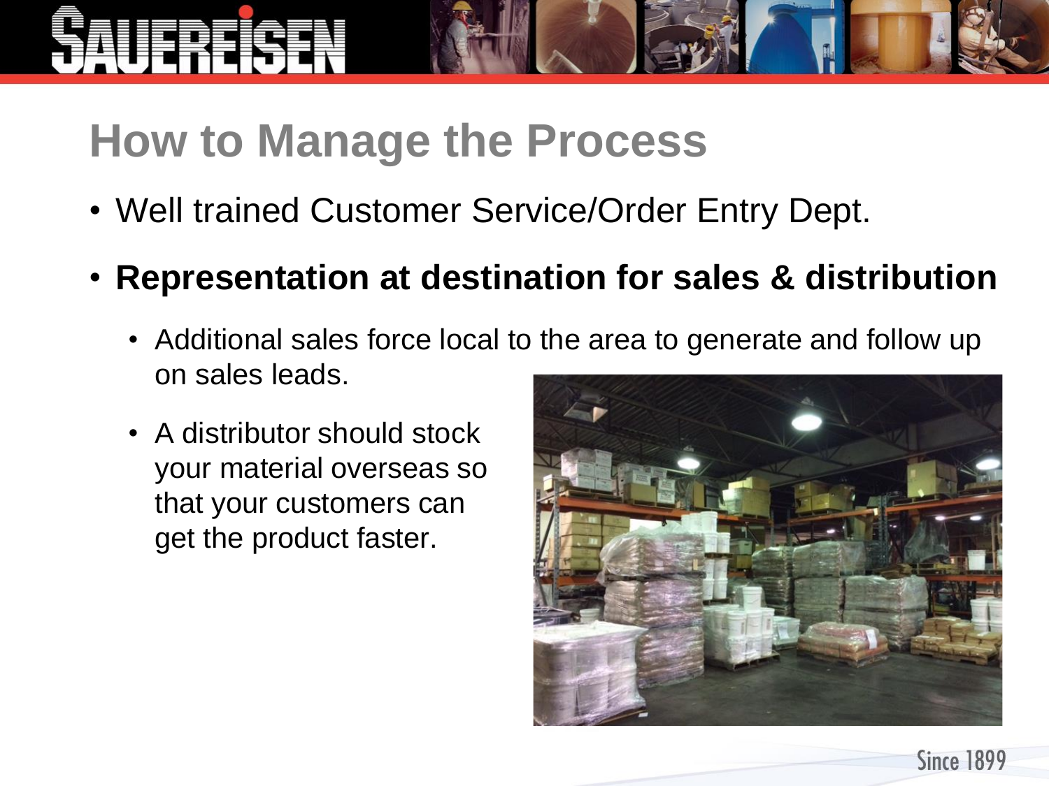# How to Manage the Process

- Well trained Customer Service/Order Entry Dept.
- **Representation at destination for sales & distribution**
  - Additional sales force local to the area to generate and follow up on sales leads.
  - A distributor should stock your material overseas so that your customers can get the product faster.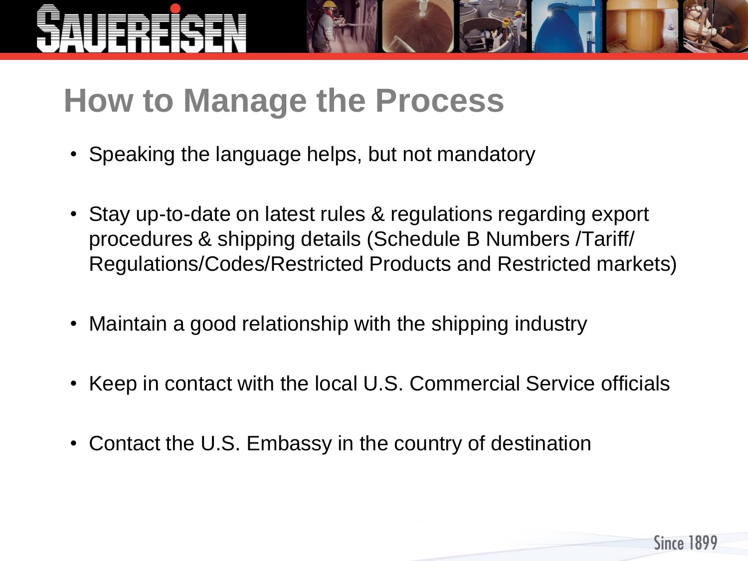# How to Manage the Process

- Speaking the language helps, but not mandatory
- Stay up-to-date on latest rules & regulations regarding export procedures & shipping details (Schedule B Numbers /Tariff/ Regulations/Codes/Restricted Products and Restricted markets)
- Maintain a good relationship with the shipping industry
- Keep in contact with the local U.S. Commercial Service officials
- Contact the U.S. Embassy in the country of destination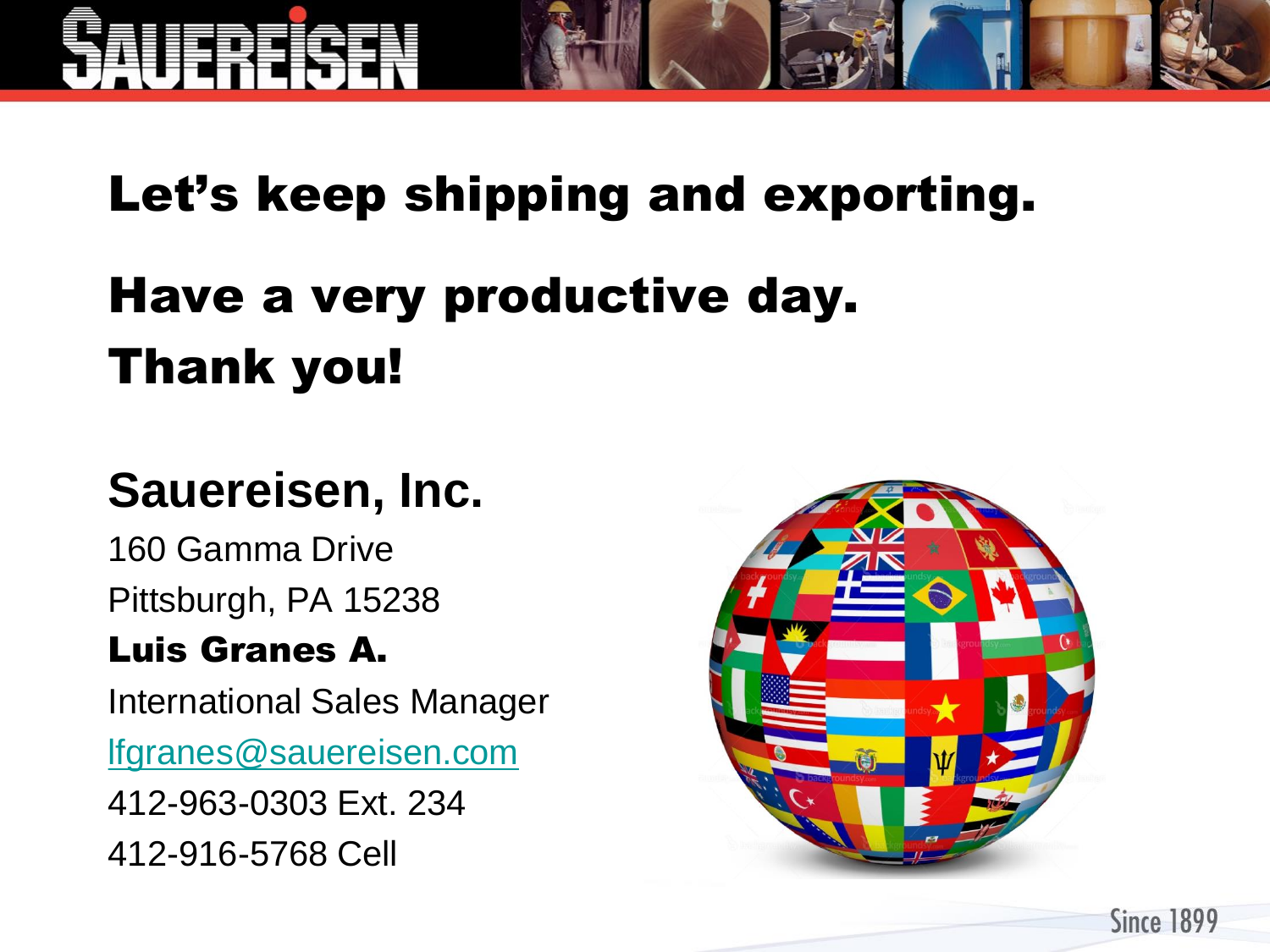**Let's keep shipping and exporting.**

**Have a very productive day.**

**Thank you!**

## Sauereisen, Inc.

160 Gamma Drive

Pittsburgh, PA 15238

**Luis Granes A.**

International Sales Manager

lfgranes@sauereisen.com

412-963-0303 Ext. 234

412-916-5768 Cell